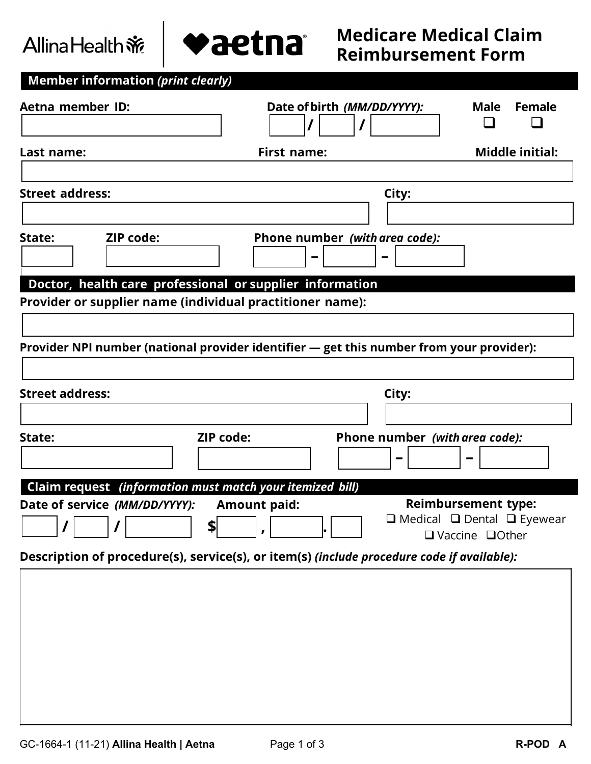Allina Health | aetna

# Medicare Medical Claim Reimbursement Form

## Member information *(print clearly)*

**Aetna member ID:**

**Date of birth** *(MM/DD/YYYY):* ___ / ___ / ______

**Male** ❑ **Female** ❑

**Last name:** **First name:** **Middle initial:**

**Street address:** **City:**

**State:** **ZIP code:** **Phone number** *(with area code):* ___ – ___ – ____

## Doctor, health care professional or supplier information

**Provider or supplier name (individual practitioner name):**

**Provider NPI number (national provider identifier — get this number from your provider):**

**Street address:** **City:**

**State:** **ZIP code:** **Phone number** *(with area code):* ___ – ___ – ____

## Claim request *(information must match your itemized bill)*

**Date of service** *(MM/DD/YYYY):* ___ / ___ / ______

**Amount paid:** $____ , ____ . __

**Reimbursement type:**
❑ Medical ❑ Dental ❑ Eyewear ❑ Vaccine ❑ Other

**Description of procedure(s), service(s), or item(s)** *(include procedure code if available):*

GC-1664-1 (11-21) **Allina Health | Aetna** **R-POD A**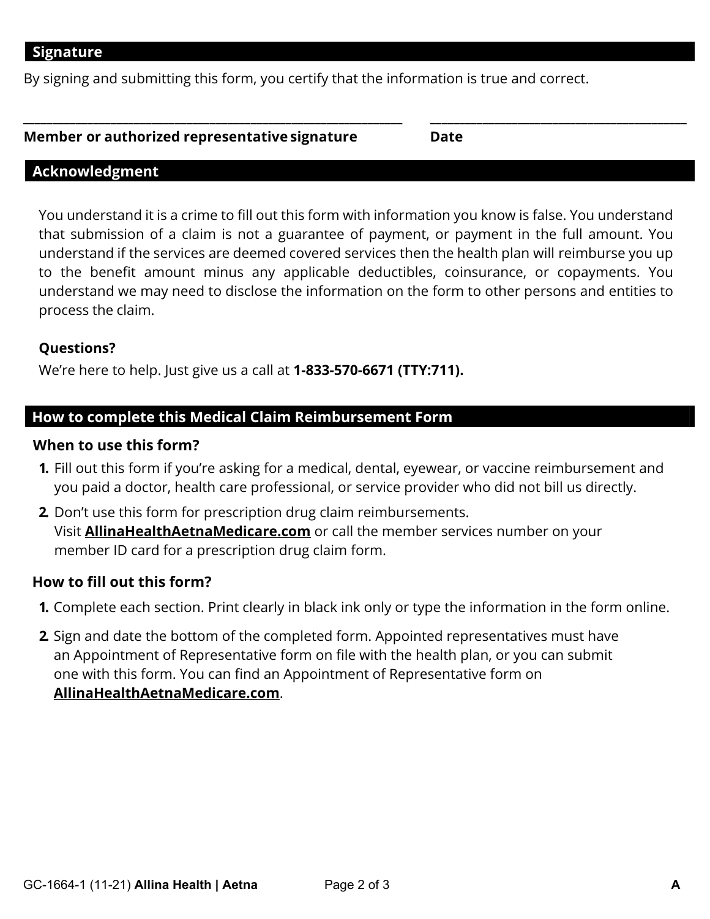## Signature

By signing and submitting this form, you certify that the information is true and correct.

\_\_\_\_\_\_\_\_\_\_\_\_\_\_\_\_\_\_\_\_\_\_\_\_\_\_\_\_\_\_\_\_\_\_\_\_\_\_\_\_ \_\_\_\_\_\_\_\_\_\_\_\_\_\_\_\_\_\_\_\_\_\_\_\_\_\_\_\_

**Member or authorized representative signature** **Date**

## Acknowledgment

You understand it is a crime to fill out this form with information you know is false. You understand that submission of a claim is not a guarantee of payment, or payment in the full amount. You understand if the services are deemed covered services then the health plan will reimburse you up to the benefit amount minus any applicable deductibles, coinsurance, or copayments. You understand we may need to disclose the information on the form to other persons and entities to process the claim.

**Questions?**

We're here to help. Just give us a call at **1-833-570-6671 (TTY:711).**

## How to complete this Medical Claim Reimbursement Form

### When to use this form?

1. Fill out this form if you're asking for a medical, dental, eyewear, or vaccine reimbursement and you paid a doctor, health care professional, or service provider who did not bill us directly.
2. Don't use this form for prescription drug claim reimbursements. Visit **AllinaHealthAetnaMedicare.com** or call the member services number on your member ID card for a prescription drug claim form.

### How to fill out this form?

1. Complete each section. Print clearly in black ink only or type the information in the form online.
2. Sign and date the bottom of the completed form. Appointed representatives must have an Appointment of Representative form on file with the health plan, or you can submit one with this form. You can find an Appointment of Representative form on **AllinaHealthAetnaMedicare.com**.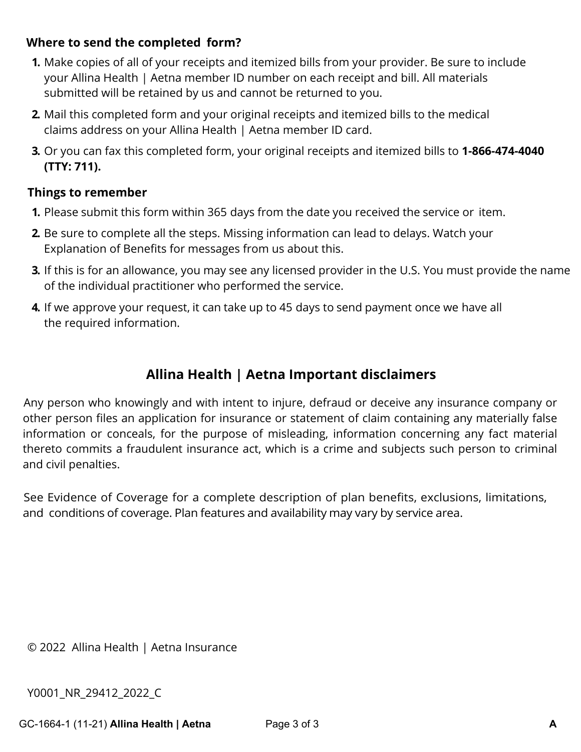**Where to send the completed form?**

1. Make copies of all of your receipts and itemized bills from your provider. Be sure to include your Allina Health | Aetna member ID number on each receipt and bill. All materials submitted will be retained by us and cannot be returned to you.
2. Mail this completed form and your original receipts and itemized bills to the medical claims address on your Allina Health | Aetna member ID card.
3. Or you can fax this completed form, your original receipts and itemized bills to **1-866-474-4040 (TTY: 711).**

**Things to remember**

1. Please submit this form within 365 days from the date you received the service or item.
2. Be sure to complete all the steps. Missing information can lead to delays. Watch your Explanation of Benefits for messages from us about this.
3. If this is for an allowance, you may see any licensed provider in the U.S. You must provide the name of the individual practitioner who performed the service.
4. If we approve your request, it can take up to 45 days to send payment once we have all the required information.

## Allina Health | Aetna Important disclaimers

Any person who knowingly and with intent to injure, defraud or deceive any insurance company or other person files an application for insurance or statement of claim containing any materially false information or conceals, for the purpose of misleading, information concerning any fact material thereto commits a fraudulent insurance act, which is a crime and subjects such person to criminal and civil penalties.

See Evidence of Coverage for a complete description of plan benefits, exclusions, limitations, and conditions of coverage. Plan features and availability may vary by service area.

© 2022 Allina Health | Aetna Insurance

Y0001_NR_29412_2022_C

GC-1664-1 (11-21) **Allina Health | Aetna** **A**